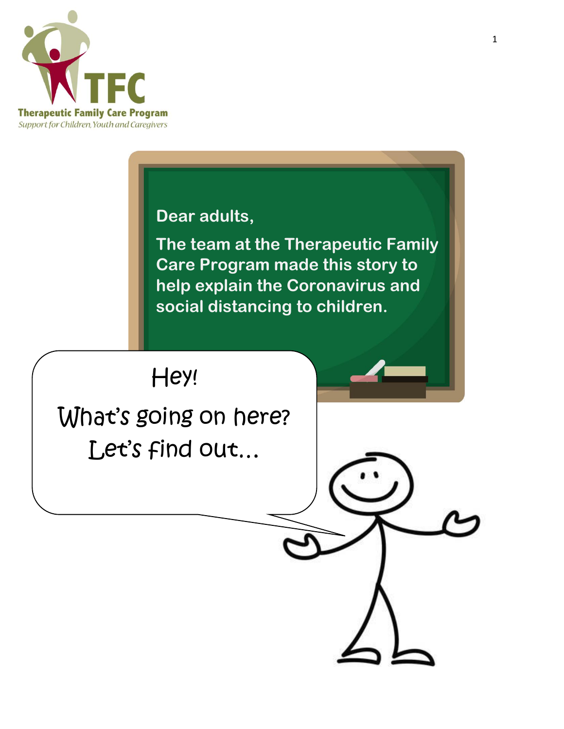**TFC**

**Therapeutic Family Care Program**

*Support for Children, Youth and Caregivers*

Dear adults,

The team at the Therapeutic Family Care Program made this story to help explain the Coronavirus and social distancing to children.

Hey!

What's going on here?

Let's find out…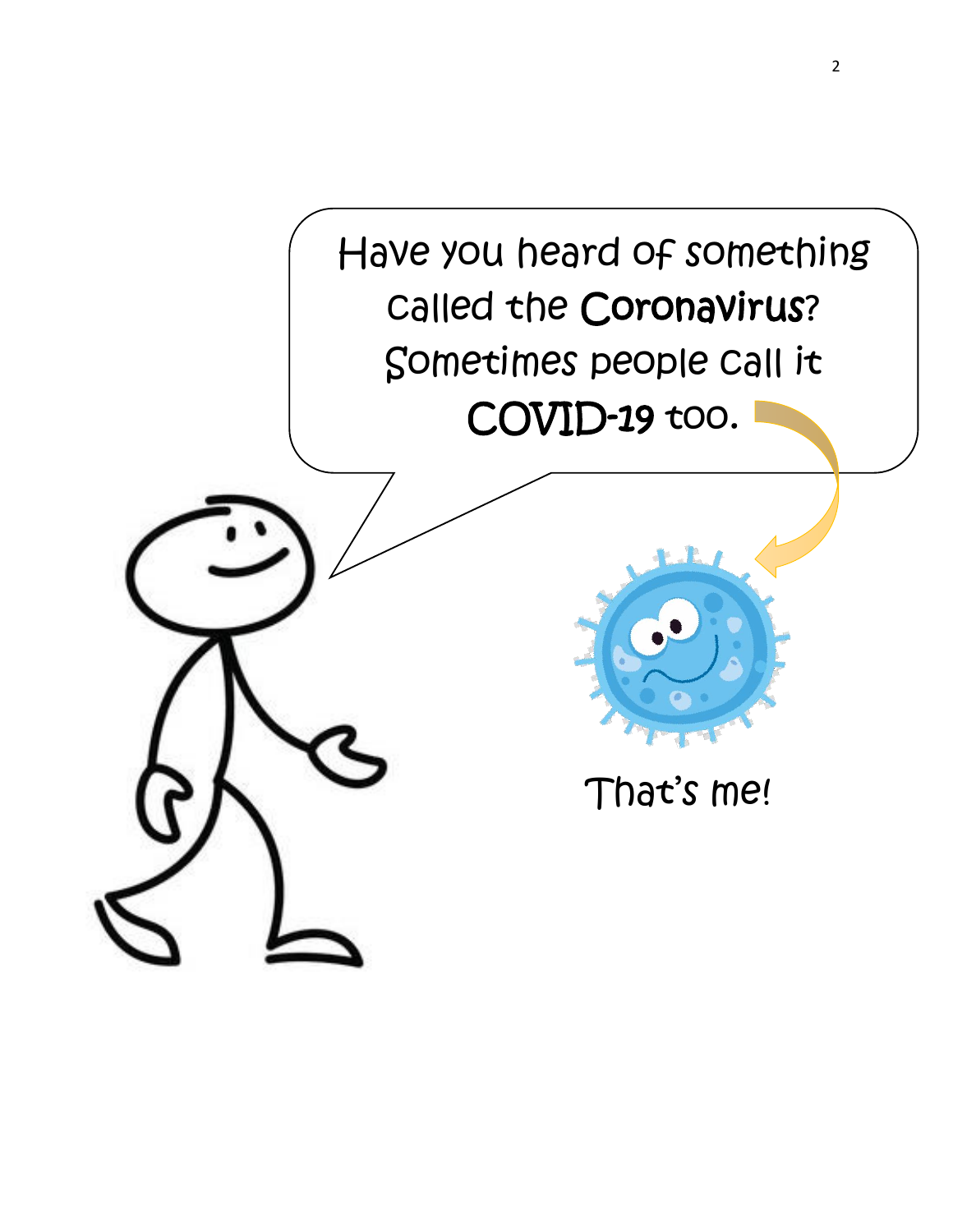Have you heard of something called the **Coronavirus**? Sometimes people call it **COVID-19** too.

That's me!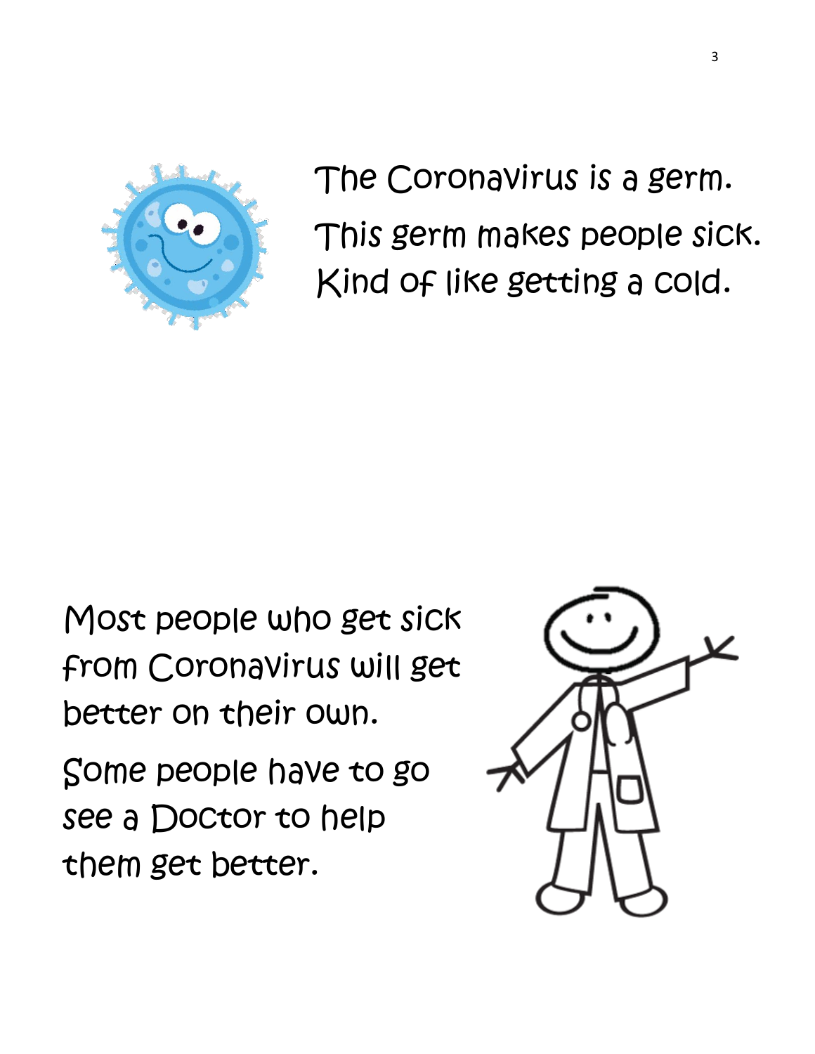The Coronavirus is a germ.

This germ makes people sick. Kind of like getting a cold.

Most people who get sick from Coronavirus will get better on their own.

Some people have to go see a Doctor to help them get better.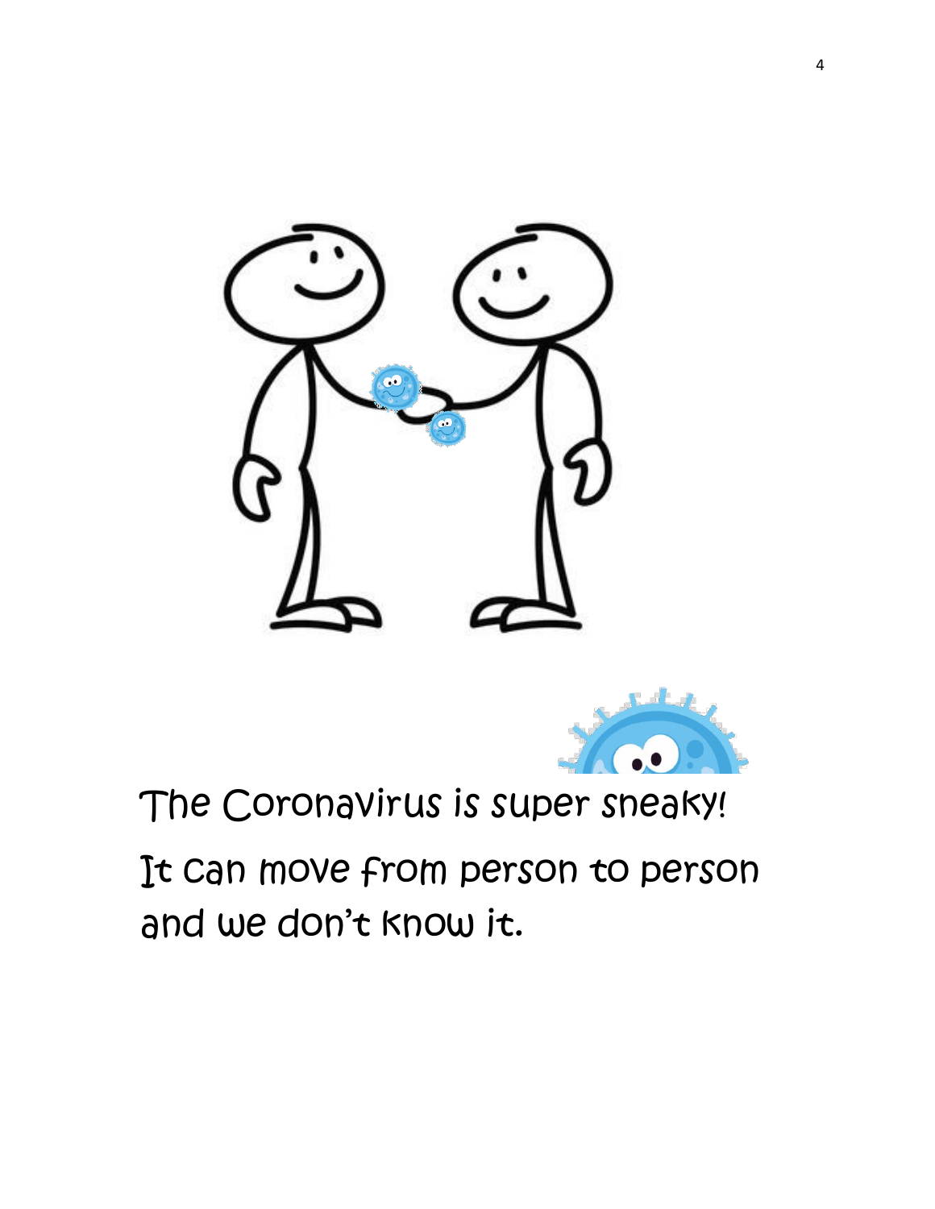The Coronavirus is super sneaky!

It can move from person to person and we don't know it.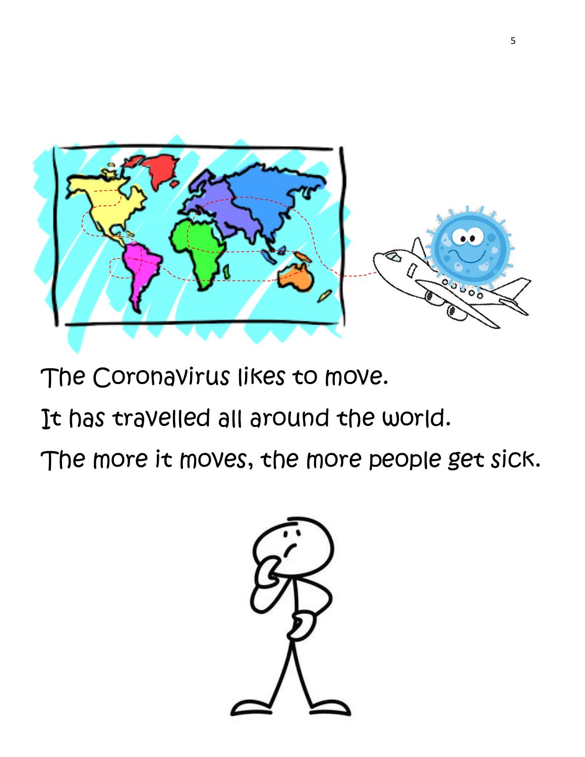The Coronavirus likes to move.

It has travelled all around the world.

The more it moves, the more people get sick.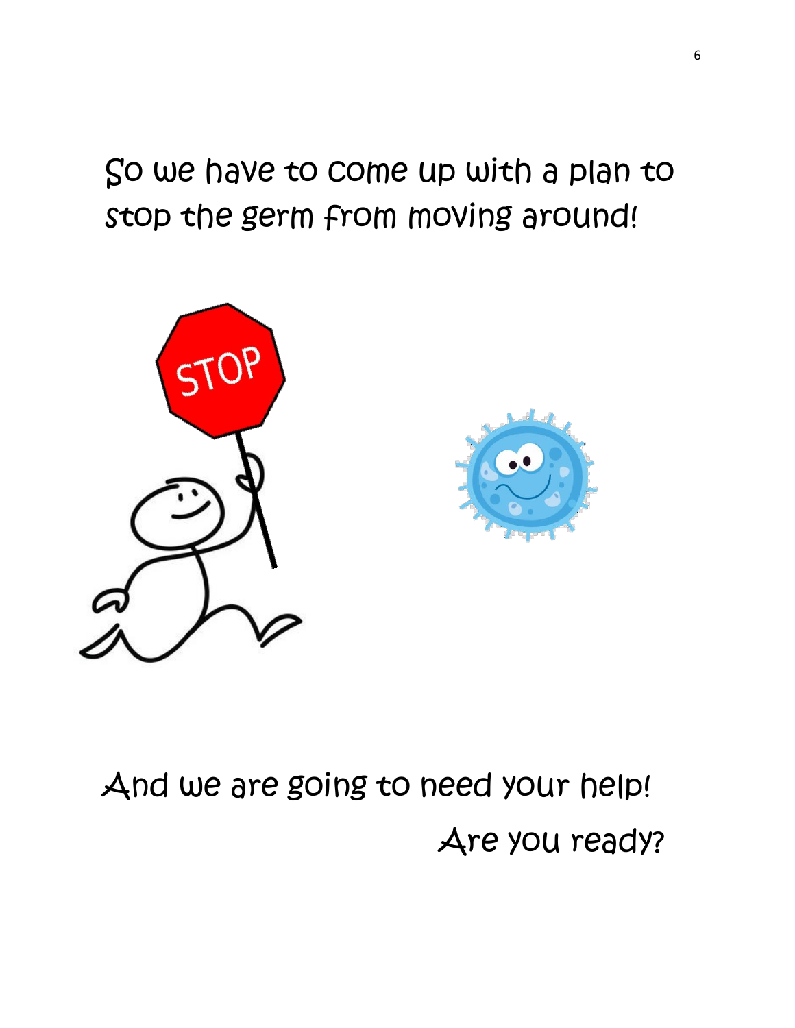So we have to come up with a plan to stop the germ from moving around!

And we are going to need your help!

Are you ready?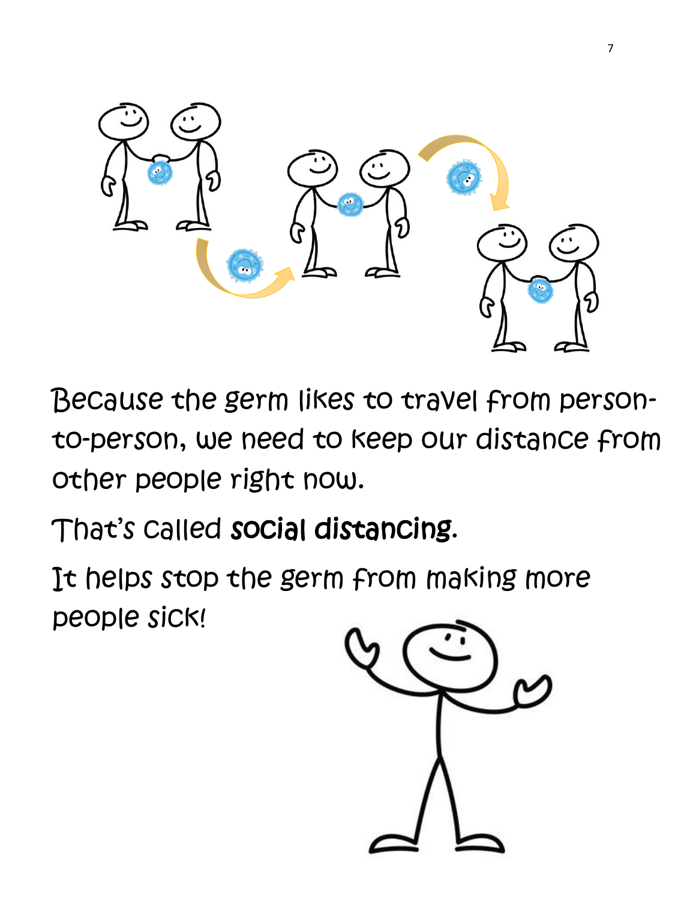Because the germ likes to travel from person-to-person, we need to keep our distance from other people right now.

That's called **social distancing**.

It helps stop the germ from making more people sick!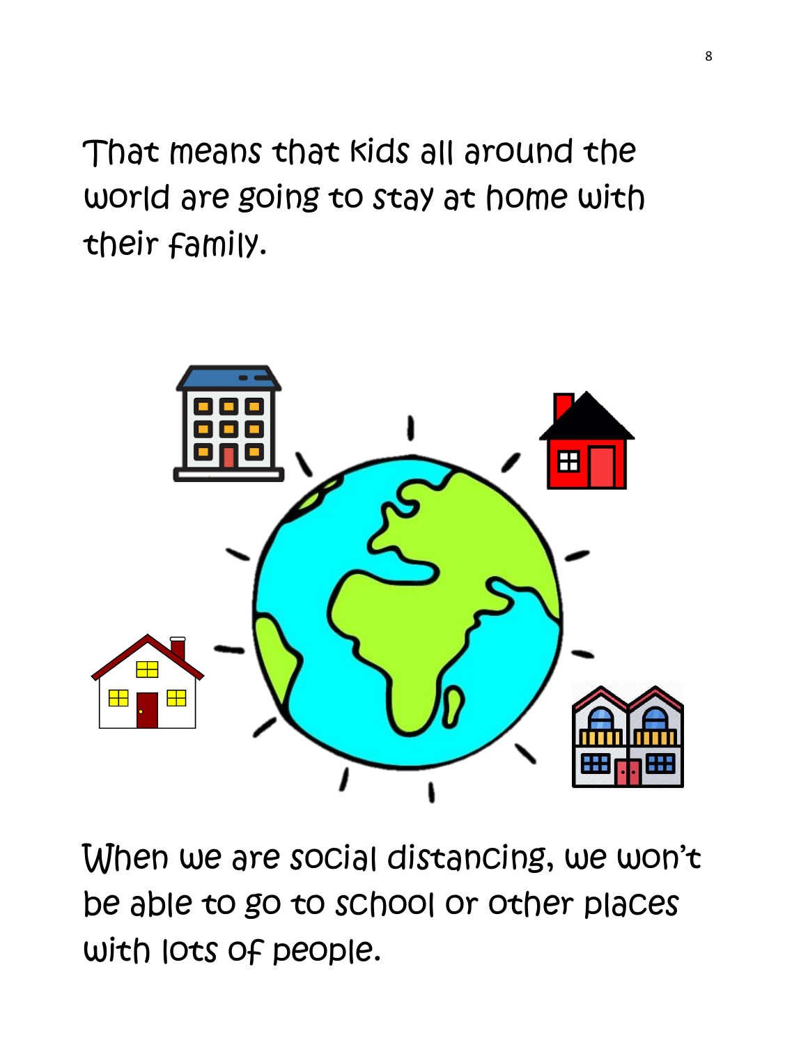That means that kids all around the world are going to stay at home with their family.

When we are social distancing, we won't be able to go to school or other places with lots of people.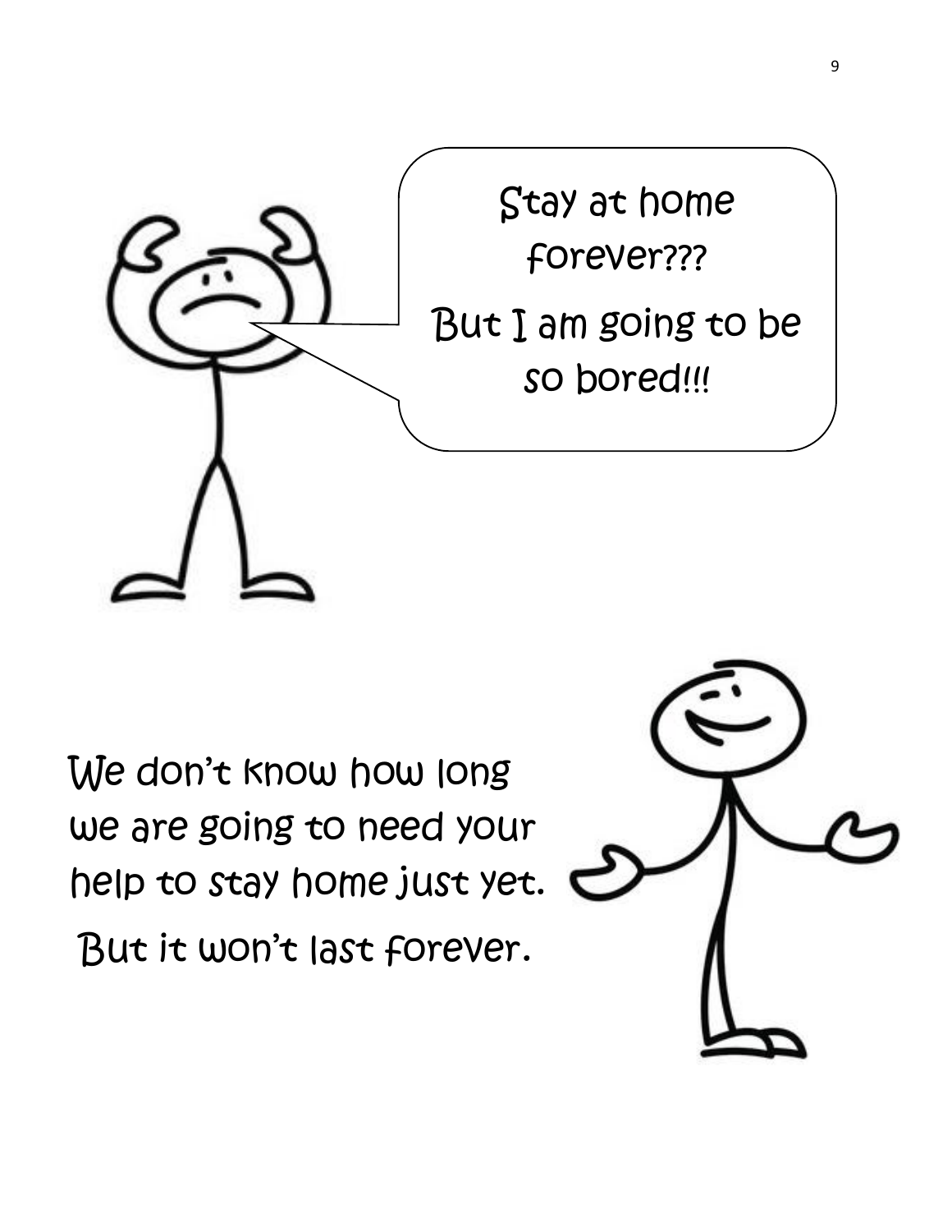Stay at home forever???

But I am going to be so bored!!!

We don't know how long we are going to need your help to stay home just yet.

But it won't last forever.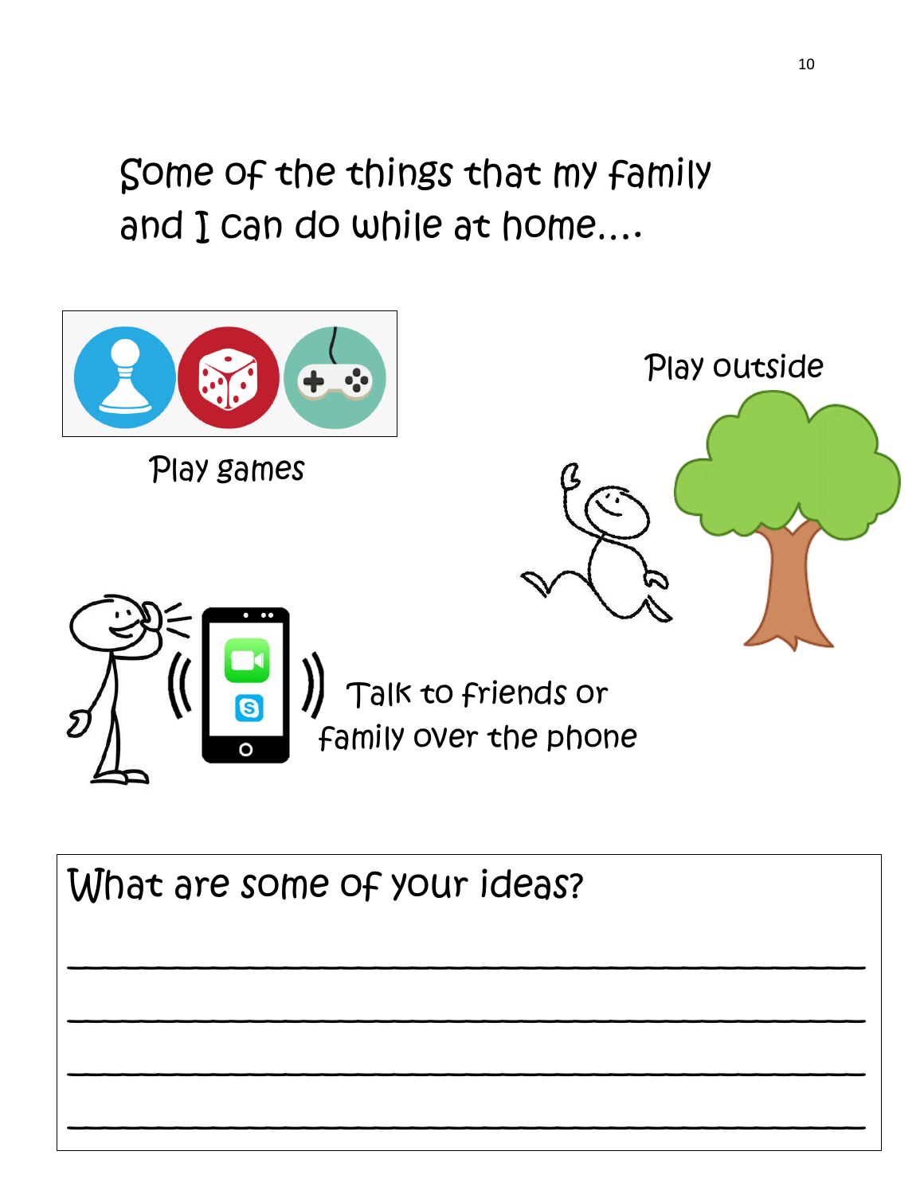# Some of the things that my family and I can do while at home....

Play games

Play outside

Talk to friends or family over the phone

What are some of your ideas?

_______________________________________________

_______________________________________________

_______________________________________________

_______________________________________________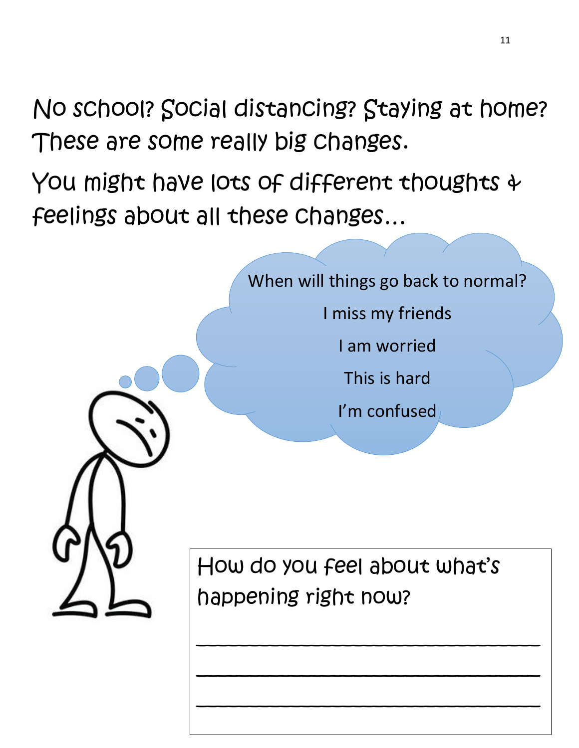No school? Social distancing? Staying at home? These are some really big changes.

You might have lots of different thoughts & feelings about all these changes…

When will things go back to normal?

I miss my friends

I am worried

This is hard

I'm confused

How do you feel about what's happening right now?

______________________________

______________________________

______________________________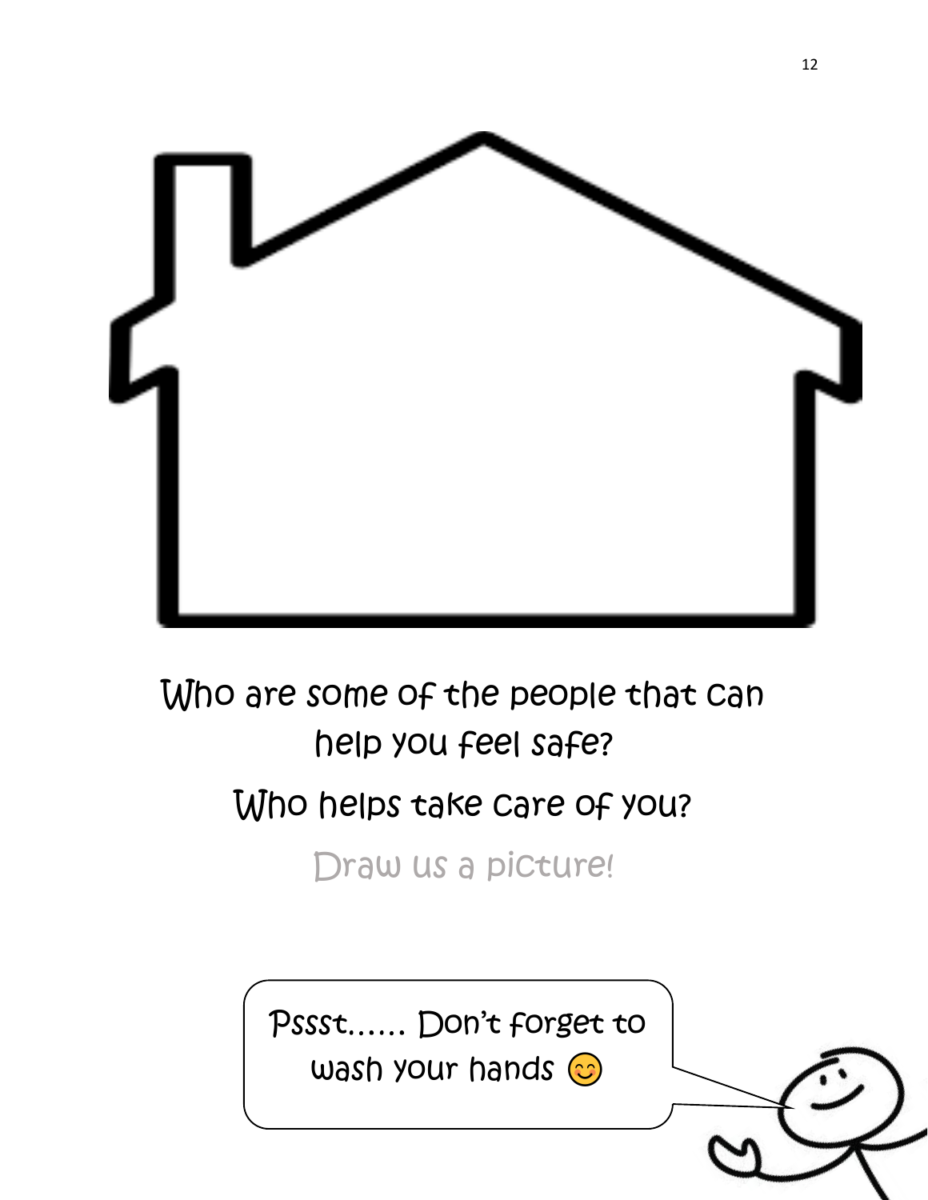Who are some of the people that can help you feel safe?

Who helps take care of you?

Draw us a picture!

Pssst…… Don't forget to wash your hands 😊